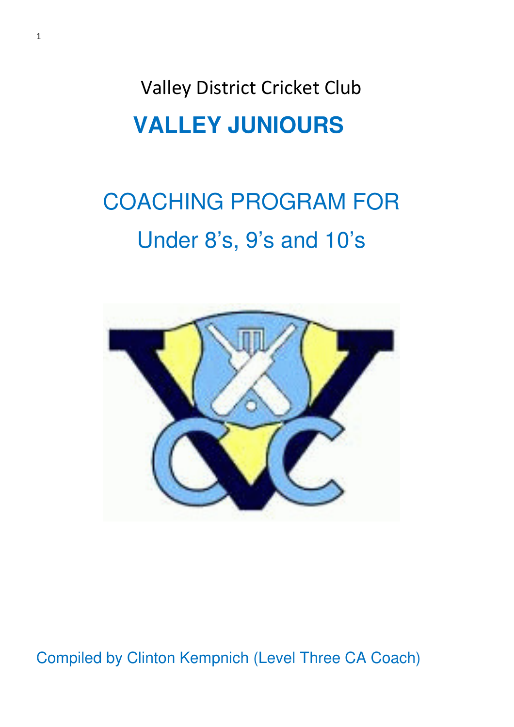Valley District Cricket Club

# VALLEY JUNIOURS

## COACHING PROGRAM FOR
## Under 8's, 9's and 10's

Compiled by Clinton Kempnich (Level Three CA Coach)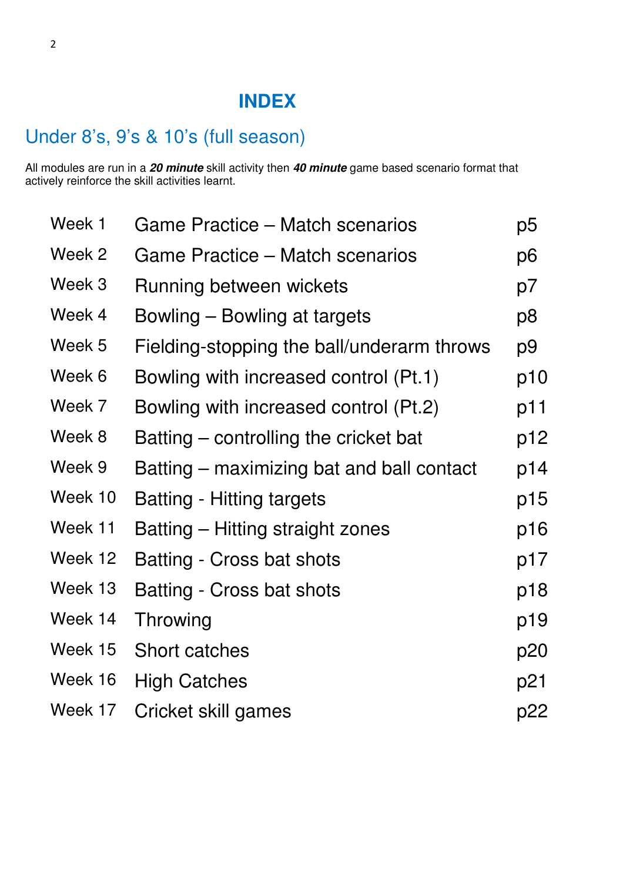# INDEX

## Under 8's, 9's & 10's (full season)

All modules are run in a ***20 minute*** skill activity then ***40 minute*** game based scenario format that actively reinforce the skill activities learnt.

| | | |
|---|---|---|
| Week 1 | Game Practice – Match scenarios | p5 |
| Week 2 | Game Practice – Match scenarios | p6 |
| Week 3 | Running between wickets | p7 |
| Week 4 | Bowling – Bowling at targets | p8 |
| Week 5 | Fielding-stopping the ball/underarm throws | p9 |
| Week 6 | Bowling with increased control (Pt.1) | p10 |
| Week 7 | Bowling with increased control (Pt.2) | p11 |
| Week 8 | Batting – controlling the cricket bat | p12 |
| Week 9 | Batting – maximizing bat and ball contact | p14 |
| Week 10 | Batting - Hitting targets | p15 |
| Week 11 | Batting – Hitting straight zones | p16 |
| Week 12 | Batting - Cross bat shots | p17 |
| Week 13 | Batting - Cross bat shots | p18 |
| Week 14 | Throwing | p19 |
| Week 15 | Short catches | p20 |
| Week 16 | High Catches | p21 |
| Week 17 | Cricket skill games | p22 |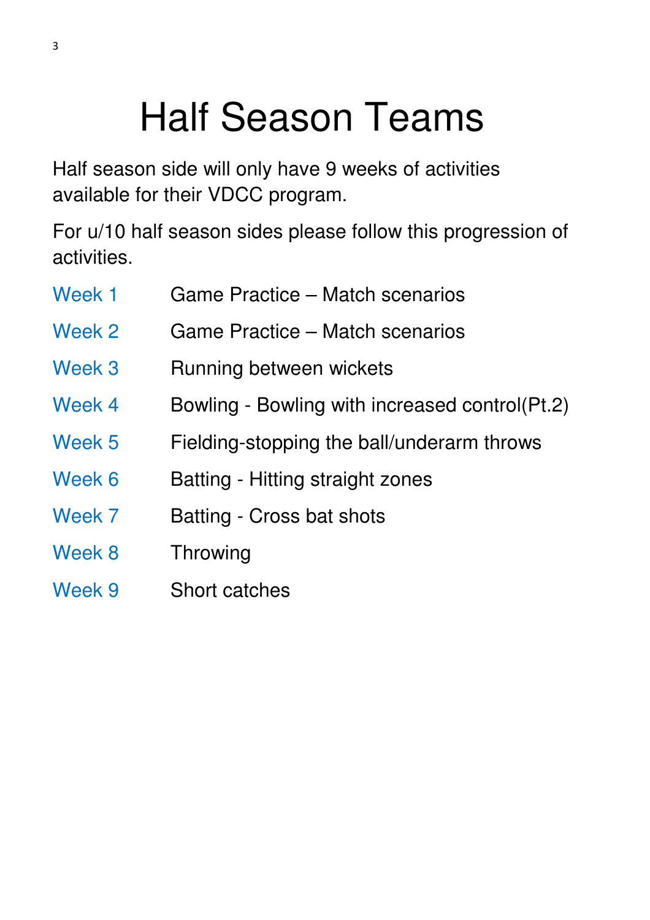# Half Season Teams

Half season side will only have 9 weeks of activities available for their VDCC program.

For u/10 half season sides please follow this progression of activities.

| | |
|---|---|
| Week 1 | Game Practice – Match scenarios |
| Week 2 | Game Practice – Match scenarios |
| Week 3 | Running between wickets |
| Week 4 | Bowling - Bowling with increased control(Pt.2) |
| Week 5 | Fielding-stopping the ball/underarm throws |
| Week 6 | Batting - Hitting straight zones |
| Week 7 | Batting - Cross bat shots |
| Week 8 | Throwing |
| Week 9 | Short catches |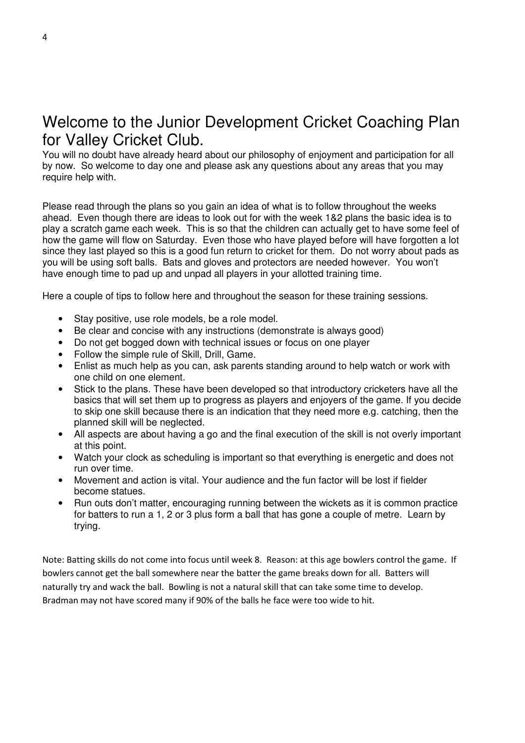# Welcome to the Junior Development Cricket Coaching Plan for Valley Cricket Club.

You will no doubt have already heard about our philosophy of enjoyment and participation for all by now. So welcome to day one and please ask any questions about any areas that you may require help with.

Please read through the plans so you gain an idea of what is to follow throughout the weeks ahead. Even though there are ideas to look out for with the week 1&2 plans the basic idea is to play a scratch game each week. This is so that the children can actually get to have some feel of how the game will flow on Saturday. Even those who have played before will have forgotten a lot since they last played so this is a good fun return to cricket for them. Do not worry about pads as you will be using soft balls. Bats and gloves and protectors are needed however. You won't have enough time to pad up and unpad all players in your allotted training time.

Here a couple of tips to follow here and throughout the season for these training sessions.

- Stay positive, use role models, be a role model.
- Be clear and concise with any instructions (demonstrate is always good)
- Do not get bogged down with technical issues or focus on one player
- Follow the simple rule of Skill, Drill, Game.
- Enlist as much help as you can, ask parents standing around to help watch or work with one child on one element.
- Stick to the plans. These have been developed so that introductory cricketers have all the basics that will set them up to progress as players and enjoyers of the game. If you decide to skip one skill because there is an indication that they need more e.g. catching, then the planned skill will be neglected.
- All aspects are about having a go and the final execution of the skill is not overly important at this point.
- Watch your clock as scheduling is important so that everything is energetic and does not run over time.
- Movement and action is vital. Your audience and the fun factor will be lost if fielder become statues.
- Run outs don't matter, encouraging running between the wickets as it is common practice for batters to run a 1, 2 or 3 plus form a ball that has gone a couple of metre. Learn by trying.

Note: Batting skills do not come into focus until week 8. Reason: at this age bowlers control the game. If bowlers cannot get the ball somewhere near the batter the game breaks down for all. Batters will naturally try and wack the ball. Bowling is not a natural skill that can take some time to develop. Bradman may not have scored many if 90% of the balls he face were too wide to hit.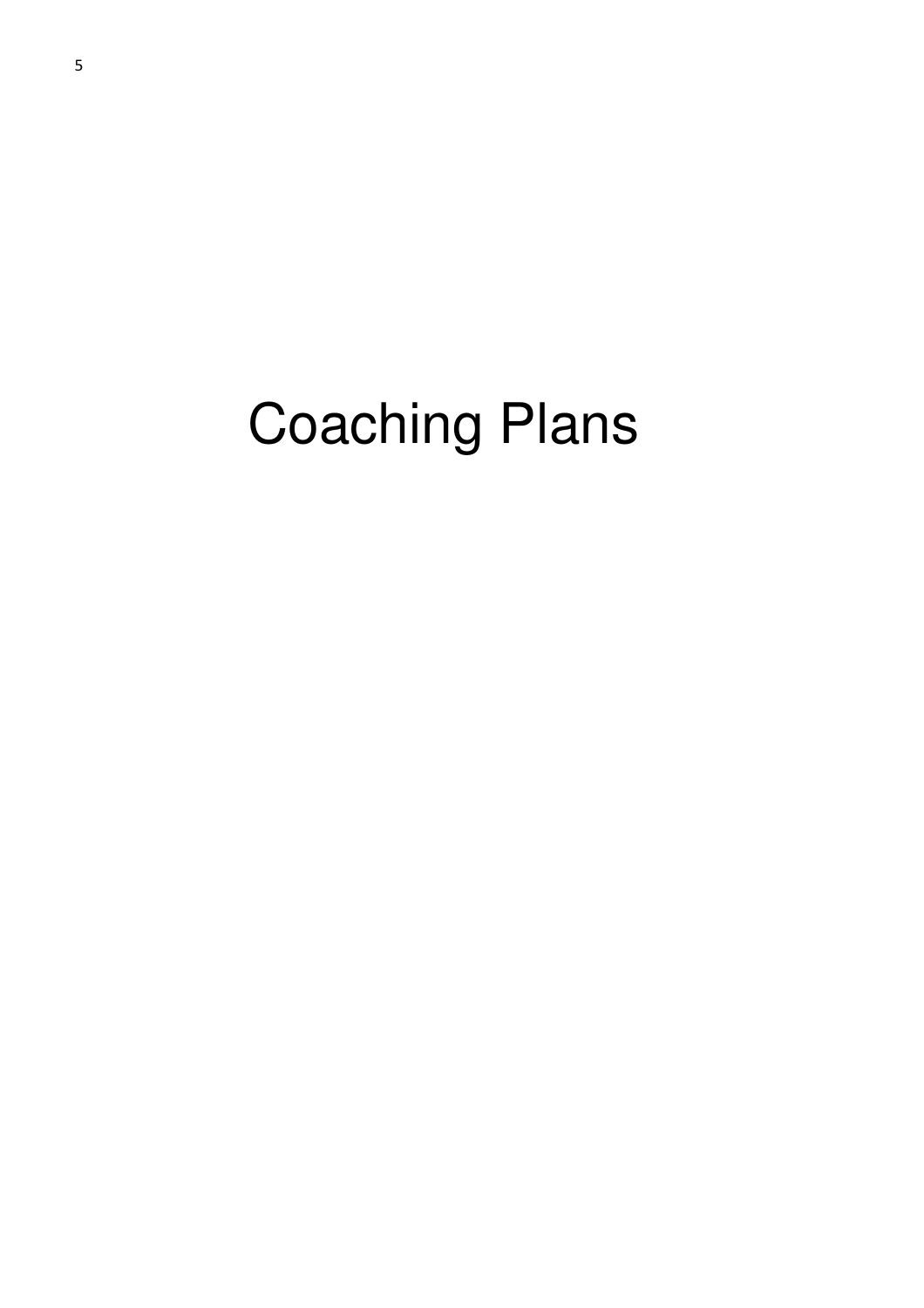# Coaching Plans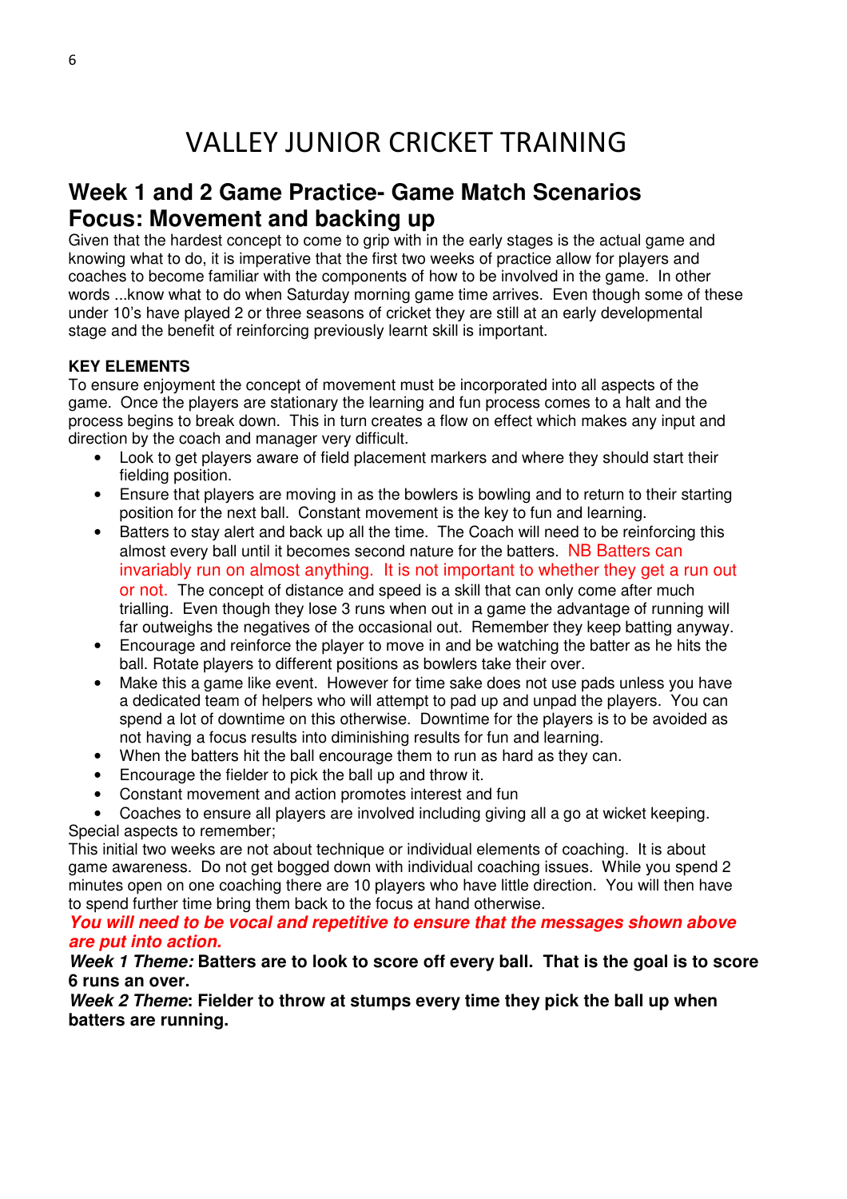# VALLEY JUNIOR CRICKET TRAINING

## Week 1 and 2 Game Practice- Game Match Scenarios
## Focus: Movement and backing up

Given that the hardest concept to come to grip with in the early stages is the actual game and knowing what to do, it is imperative that the first two weeks of practice allow for players and coaches to become familiar with the components of how to be involved in the game. In other words ...know what to do when Saturday morning game time arrives. Even though some of these under 10's have played 2 or three seasons of cricket they are still at an early developmental stage and the benefit of reinforcing previously learnt skill is important.

**KEY ELEMENTS**

To ensure enjoyment the concept of movement must be incorporated into all aspects of the game. Once the players are stationary the learning and fun process comes to a halt and the process begins to break down. This in turn creates a flow on effect which makes any input and direction by the coach and manager very difficult.

- Look to get players aware of field placement markers and where they should start their fielding position.
- Ensure that players are moving in as the bowlers is bowling and to return to their starting position for the next ball. Constant movement is the key to fun and learning.
- Batters to stay alert and back up all the time. The Coach will need to be reinforcing this almost every ball until it becomes second nature for the batters. NB Batters can invariably run on almost anything. It is not important to whether they get a run out or not. The concept of distance and speed is a skill that can only come after much trialling. Even though they lose 3 runs when out in a game the advantage of running will far outweighs the negatives of the occasional out. Remember they keep batting anyway.
- Encourage and reinforce the player to move in and be watching the batter as he hits the ball. Rotate players to different positions as bowlers take their over.
- Make this a game like event. However for time sake does not use pads unless you have a dedicated team of helpers who will attempt to pad up and unpad the players. You can spend a lot of downtime on this otherwise. Downtime for the players is to be avoided as not having a focus results into diminishing results for fun and learning.
- When the batters hit the ball encourage them to run as hard as they can.
- Encourage the fielder to pick the ball up and throw it.
- Constant movement and action promotes interest and fun
- Coaches to ensure all players are involved including giving all a go at wicket keeping.

Special aspects to remember;

This initial two weeks are not about technique or individual elements of coaching. It is about game awareness. Do not get bogged down with individual coaching issues. While you spend 2 minutes open on one coaching there are 10 players who have little direction. You will then have to spend further time bring them back to the focus at hand otherwise.

***You will need to be vocal and repetitive to ensure that the messages shown above are put into action.***

***Week 1 Theme:*** **Batters are to look to score off every ball. That is the goal is to score 6 runs an over.**

***Week 2 Theme*****: Fielder to throw at stumps every time they pick the ball up when batters are running.**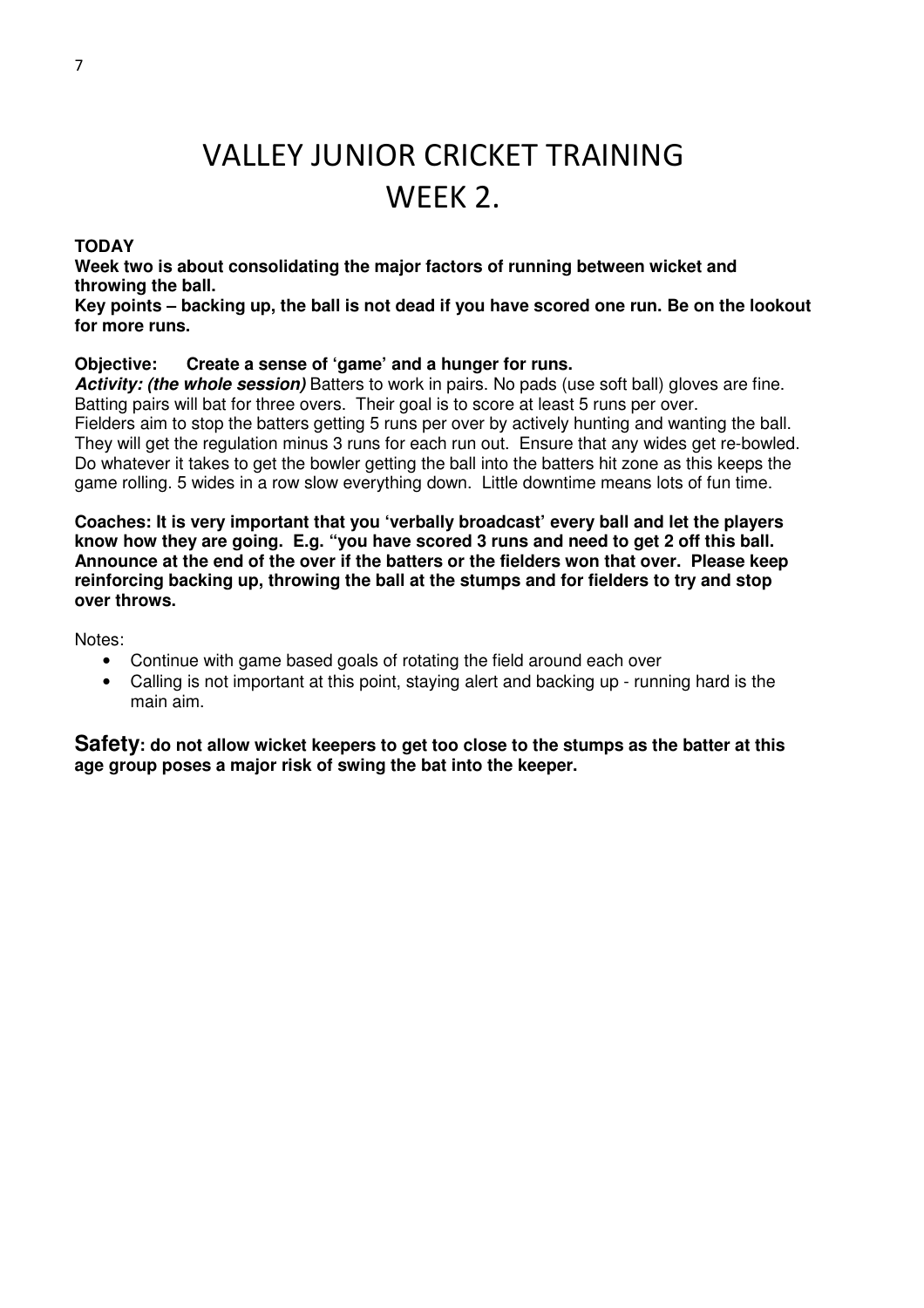# VALLEY JUNIOR CRICKET TRAINING
# WEEK 2.

**TODAY**

**Week two is about consolidating the major factors of running between wicket and throwing the ball.**

**Key points – backing up, the ball is not dead if you have scored one run. Be on the lookout for more runs.**

**Objective: Create a sense of 'game' and a hunger for runs.**

***Activity: (the whole session)*** Batters to work in pairs. No pads (use soft ball) gloves are fine. Batting pairs will bat for three overs. Their goal is to score at least 5 runs per over. Fielders aim to stop the batters getting 5 runs per over by actively hunting and wanting the ball. They will get the regulation minus 3 runs for each run out. Ensure that any wides get re-bowled. Do whatever it takes to get the bowler getting the ball into the batters hit zone as this keeps the game rolling. 5 wides in a row slow everything down. Little downtime means lots of fun time.

**Coaches: It is very important that you 'verbally broadcast' every ball and let the players know how they are going. E.g. "you have scored 3 runs and need to get 2 off this ball. Announce at the end of the over if the batters or the fielders won that over. Please keep reinforcing backing up, throwing the ball at the stumps and for fielders to try and stop over throws.**

Notes:

- Continue with game based goals of rotating the field around each over
- Calling is not important at this point, staying alert and backing up - running hard is the main aim.

**Safety: do not allow wicket keepers to get too close to the stumps as the batter at this age group poses a major risk of swing the bat into the keeper.**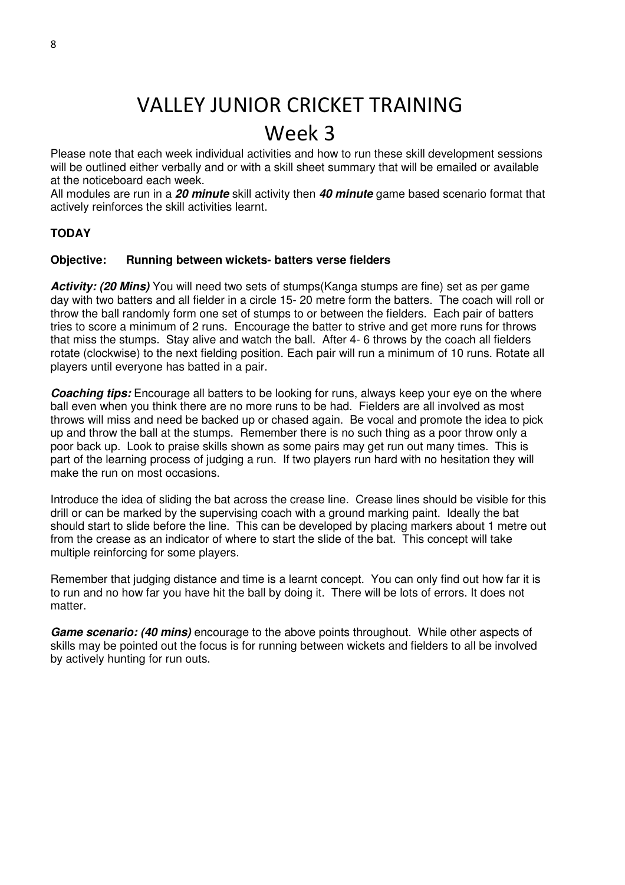# VALLEY JUNIOR CRICKET TRAINING

## Week 3

Please note that each week individual activities and how to run these skill development sessions will be outlined either verbally and or with a skill sheet summary that will be emailed or available at the noticeboard each week.

All modules are run in a ***20 minute*** skill activity then ***40 minute*** game based scenario format that actively reinforces the skill activities learnt.

**TODAY**

**Objective: Running between wickets- batters verse fielders**

***Activity: (20 Mins)*** You will need two sets of stumps(Kanga stumps are fine) set as per game day with two batters and all fielder in a circle 15- 20 metre form the batters. The coach will roll or throw the ball randomly form one set of stumps to or between the fielders. Each pair of batters tries to score a minimum of 2 runs. Encourage the batter to strive and get more runs for throws that miss the stumps. Stay alive and watch the ball. After 4- 6 throws by the coach all fielders rotate (clockwise) to the next fielding position. Each pair will run a minimum of 10 runs. Rotate all players until everyone has batted in a pair.

***Coaching tips:*** Encourage all batters to be looking for runs, always keep your eye on the where ball even when you think there are no more runs to be had. Fielders are all involved as most throws will miss and need be backed up or chased again. Be vocal and promote the idea to pick up and throw the ball at the stumps. Remember there is no such thing as a poor throw only a poor back up. Look to praise skills shown as some pairs may get run out many times. This is part of the learning process of judging a run. If two players run hard with no hesitation they will make the run on most occasions.

Introduce the idea of sliding the bat across the crease line. Crease lines should be visible for this drill or can be marked by the supervising coach with a ground marking paint. Ideally the bat should start to slide before the line. This can be developed by placing markers about 1 metre out from the crease as an indicator of where to start the slide of the bat. This concept will take multiple reinforcing for some players.

Remember that judging distance and time is a learnt concept. You can only find out how far it is to run and no how far you have hit the ball by doing it. There will be lots of errors. It does not matter.

***Game scenario: (40 mins)*** encourage to the above points throughout. While other aspects of skills may be pointed out the focus is for running between wickets and fielders to all be involved by actively hunting for run outs.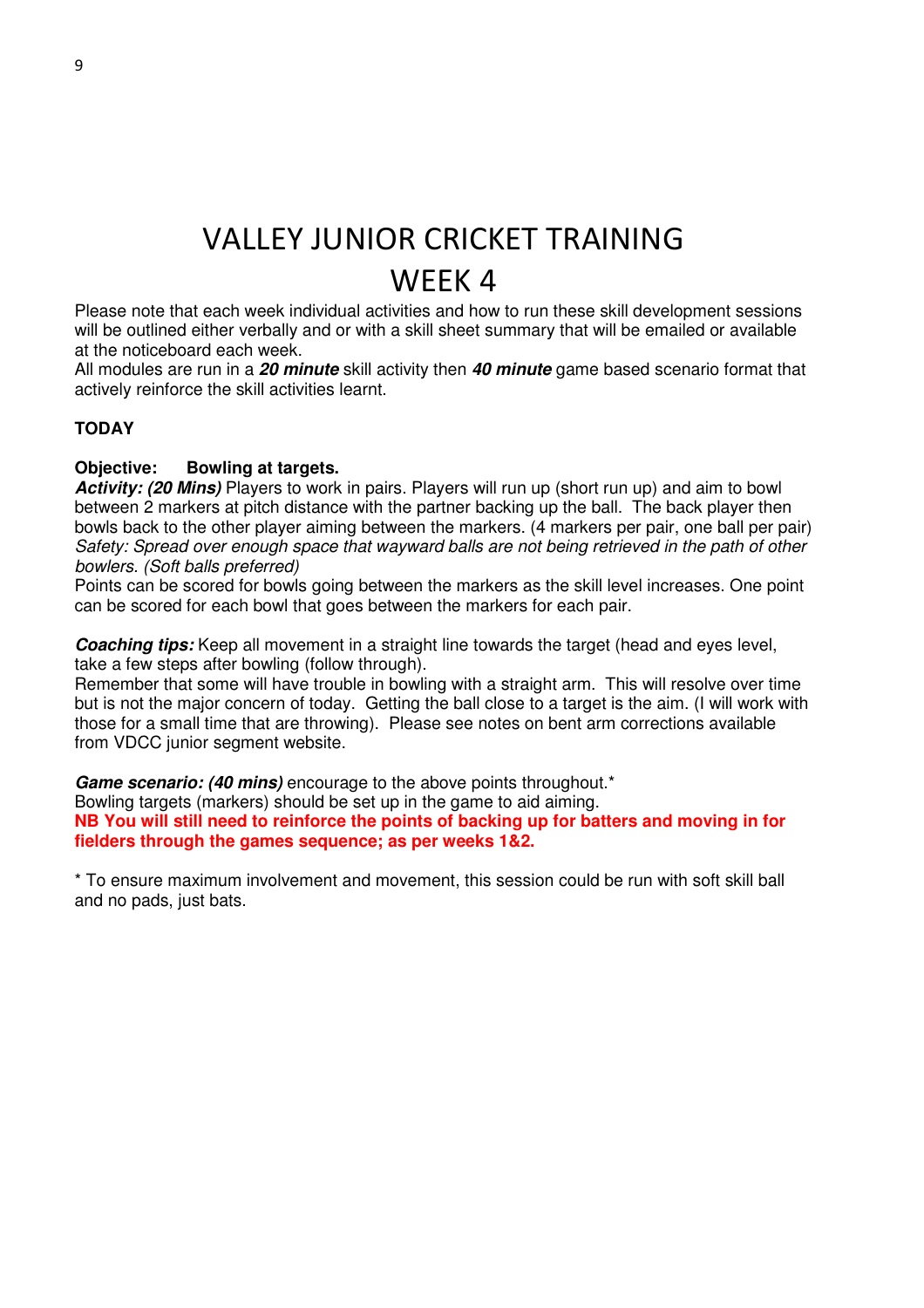# VALLEY JUNIOR CRICKET TRAINING
# WEEK 4

Please note that each week individual activities and how to run these skill development sessions will be outlined either verbally and or with a skill sheet summary that will be emailed or available at the noticeboard each week.
All modules are run in a ***20 minute*** skill activity then ***40 minute*** game based scenario format that actively reinforce the skill activities learnt.

**TODAY**

**Objective: Bowling at targets.**
***Activity: (20 Mins)*** Players to work in pairs. Players will run up (short run up) and aim to bowl between 2 markers at pitch distance with the partner backing up the ball. The back player then bowls back to the other player aiming between the markers. (4 markers per pair, one ball per pair)
*Safety: Spread over enough space that wayward balls are not being retrieved in the path of other bowlers. (Soft balls preferred)*
Points can be scored for bowls going between the markers as the skill level increases. One point can be scored for each bowl that goes between the markers for each pair.

***Coaching tips:*** Keep all movement in a straight line towards the target (head and eyes level, take a few steps after bowling (follow through).
Remember that some will have trouble in bowling with a straight arm. This will resolve over time but is not the major concern of today. Getting the ball close to a target is the aim. (I will work with those for a small time that are throwing). Please see notes on bent arm corrections available from VDCC junior segment website.

***Game scenario: (40 mins)*** encourage to the above points throughout.*
Bowling targets (markers) should be set up in the game to aid aiming.
**NB You will still need to reinforce the points of backing up for batters and moving in for fielders through the games sequence; as per weeks 1&2.**

* To ensure maximum involvement and movement, this session could be run with soft skill ball and no pads, just bats.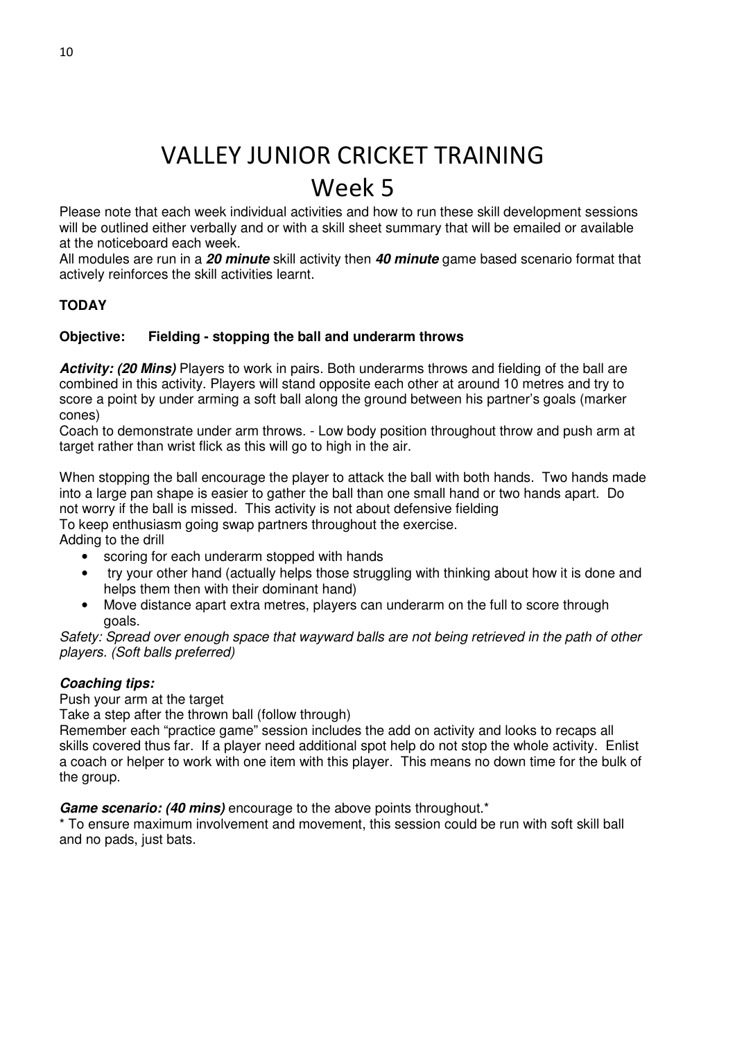# VALLEY JUNIOR CRICKET TRAINING

## Week 5

Please note that each week individual activities and how to run these skill development sessions will be outlined either verbally and or with a skill sheet summary that will be emailed or available at the noticeboard each week.

All modules are run in a ***20 minute*** skill activity then ***40 minute*** game based scenario format that actively reinforces the skill activities learnt.

**TODAY**

**Objective: Fielding - stopping the ball and underarm throws**

***Activity: (20 Mins)*** Players to work in pairs. Both underarms throws and fielding of the ball are combined in this activity. Players will stand opposite each other at around 10 metres and try to score a point by under arming a soft ball along the ground between his partner's goals (marker cones)

Coach to demonstrate under arm throws. - Low body position throughout throw and push arm at target rather than wrist flick as this will go to high in the air.

When stopping the ball encourage the player to attack the ball with both hands. Two hands made into a large pan shape is easier to gather the ball than one small hand or two hands apart. Do not worry if the ball is missed. This activity is not about defensive fielding

To keep enthusiasm going swap partners throughout the exercise.

Adding to the drill

- scoring for each underarm stopped with hands
- try your other hand (actually helps those struggling with thinking about how it is done and helps them then with their dominant hand)
- Move distance apart extra metres, players can underarm on the full to score through goals.

*Safety: Spread over enough space that wayward balls are not being retrieved in the path of other players. (Soft balls preferred)*

***Coaching tips:***

Push your arm at the target

Take a step after the thrown ball (follow through)

Remember each "practice game" session includes the add on activity and looks to recaps all skills covered thus far. If a player need additional spot help do not stop the whole activity. Enlist a coach or helper to work with one item with this player. This means no down time for the bulk of the group.

***Game scenario: (40 mins)*** encourage to the above points throughout.*

* To ensure maximum involvement and movement, this session could be run with soft skill ball and no pads, just bats.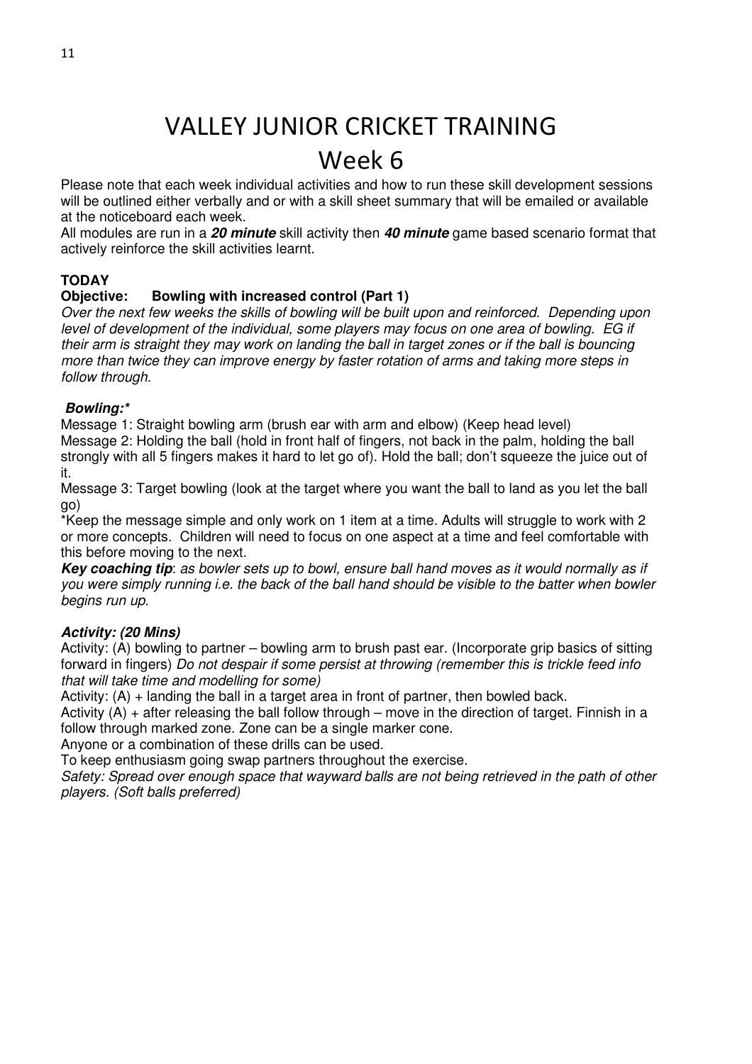# VALLEY JUNIOR CRICKET TRAINING

## Week 6

Please note that each week individual activities and how to run these skill development sessions will be outlined either verbally and or with a skill sheet summary that will be emailed or available at the noticeboard each week.

All modules are run in a ***20 minute*** skill activity then ***40 minute*** game based scenario format that actively reinforce the skill activities learnt.

**TODAY**

**Objective: Bowling with increased control (Part 1)**

*Over the next few weeks the skills of bowling will be built upon and reinforced. Depending upon level of development of the individual, some players may focus on one area of bowling. EG if their arm is straight they may work on landing the ball in target zones or if the ball is bouncing more than twice they can improve energy by faster rotation of arms and taking more steps in follow through.*

***Bowling:****

Message 1: Straight bowling arm (brush ear with arm and elbow) (Keep head level)

Message 2: Holding the ball (hold in front half of fingers, not back in the palm, holding the ball strongly with all 5 fingers makes it hard to let go of). Hold the ball; don't squeeze the juice out of it.

Message 3: Target bowling (look at the target where you want the ball to land as you let the ball go)

*Keep the message simple and only work on 1 item at a time. Adults will struggle to work with 2 or more concepts. Children will need to focus on one aspect at a time and feel comfortable with this before moving to the next.

***Key coaching tip****: as bowler sets up to bowl, ensure ball hand moves as it would normally as if you were simply running i.e. the back of the ball hand should be visible to the batter when bowler begins run up.*

***Activity: (20 Mins)***

Activity: (A) bowling to partner – bowling arm to brush past ear. (Incorporate grip basics of sitting forward in fingers) *Do not despair if some persist at throwing (remember this is trickle feed info that will take time and modelling for some)*

Activity: (A) + landing the ball in a target area in front of partner, then bowled back.

Activity (A) + after releasing the ball follow through – move in the direction of target. Finnish in a follow through marked zone. Zone can be a single marker cone.

Anyone or a combination of these drills can be used.

To keep enthusiasm going swap partners throughout the exercise.

*Safety: Spread over enough space that wayward balls are not being retrieved in the path of other players. (Soft balls preferred)*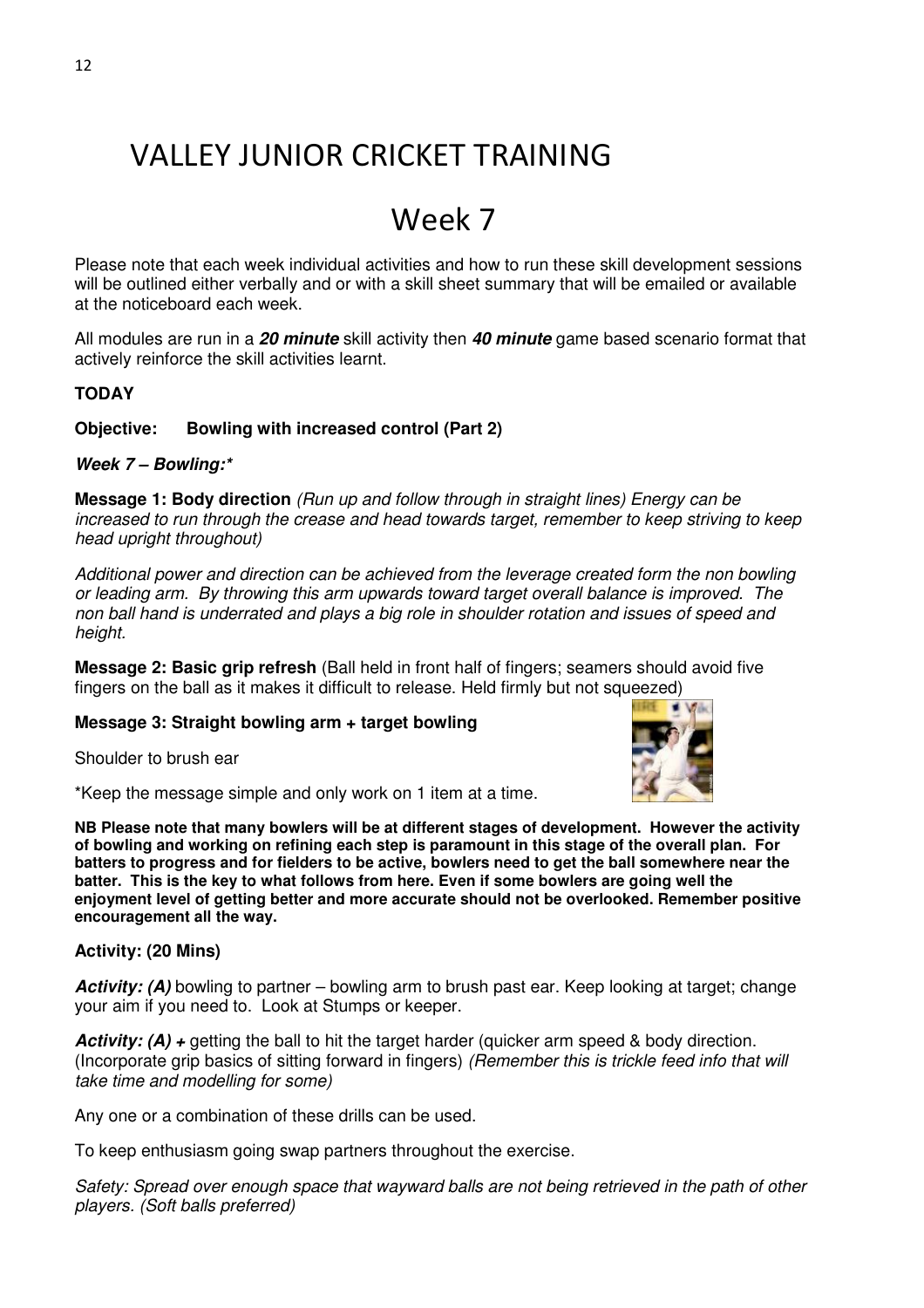# VALLEY JUNIOR CRICKET TRAINING

# Week 7

Please note that each week individual activities and how to run these skill development sessions will be outlined either verbally and or with a skill sheet summary that will be emailed or available at the noticeboard each week.

All modules are run in a ***20 minute*** skill activity then ***40 minute*** game based scenario format that actively reinforce the skill activities learnt.

**TODAY**

**Objective: Bowling with increased control (Part 2)**

***Week 7 – Bowling:****

**Message 1: Body direction** *(Run up and follow through in straight lines) Energy can be increased to run through the crease and head towards target, remember to keep striving to keep head upright throughout)*

*Additional power and direction can be achieved from the leverage created form the non bowling or leading arm. By throwing this arm upwards toward target overall balance is improved. The non ball hand is underrated and plays a big role in shoulder rotation and issues of speed and height.*

**Message 2: Basic grip refresh** (Ball held in front half of fingers; seamers should avoid five fingers on the ball as it makes it difficult to release. Held firmly but not squeezed)

**Message 3: Straight bowling arm + target bowling**

Shoulder to brush ear

*Keep the message simple and only work on 1 item at a time.

**NB Please note that many bowlers will be at different stages of development. However the activity of bowling and working on refining each step is paramount in this stage of the overall plan. For batters to progress and for fielders to be active, bowlers need to get the ball somewhere near the batter. This is the key to what follows from here. Even if some bowlers are going well the enjoyment level of getting better and more accurate should not be overlooked. Remember positive encouragement all the way.**

**Activity: (20 Mins)**

***Activity: (A)*** bowling to partner – bowling arm to brush past ear. Keep looking at target; change your aim if you need to. Look at Stumps or keeper.

***Activity: (A) +*** getting the ball to hit the target harder (quicker arm speed & body direction. (Incorporate grip basics of sitting forward in fingers) *(Remember this is trickle feed info that will take time and modelling for some)*

Any one or a combination of these drills can be used.

To keep enthusiasm going swap partners throughout the exercise.

*Safety: Spread over enough space that wayward balls are not being retrieved in the path of other players. (Soft balls preferred)*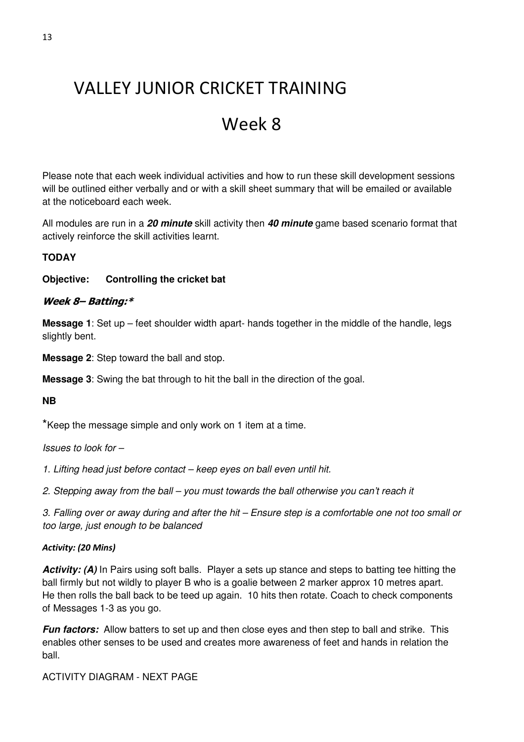# VALLEY JUNIOR CRICKET TRAINING

# Week 8

Please note that each week individual activities and how to run these skill development sessions will be outlined either verbally and or with a skill sheet summary that will be emailed or available at the noticeboard each week.

All modules are run in a ***20 minute*** skill activity then ***40 minute*** game based scenario format that actively reinforce the skill activities learnt.

**TODAY**

**Objective: Controlling the cricket bat**

***Week 8– Batting:****

**Message 1**: Set up – feet shoulder width apart- hands together in the middle of the handle, legs slightly bent.

**Message 2**: Step toward the ball and stop.

**Message 3**: Swing the bat through to hit the ball in the direction of the goal.

**NB**

*Keep the message simple and only work on 1 item at a time.

*Issues to look for –*

*1. Lifting head just before contact – keep eyes on ball even until hit.*

*2. Stepping away from the ball – you must towards the ball otherwise you can't reach it*

*3. Falling over or away during and after the hit – Ensure step is a comfortable one not too small or too large, just enough to be balanced*

***Activity: (20 Mins)***

***Activity: (A)*** In Pairs using soft balls. Player a sets up stance and steps to batting tee hitting the ball firmly but not wildly to player B who is a goalie between 2 marker approx 10 metres apart. He then rolls the ball back to be teed up again. 10 hits then rotate. Coach to check components of Messages 1-3 as you go.

***Fun factors:*** Allow batters to set up and then close eyes and then step to ball and strike. This enables other senses to be used and creates more awareness of feet and hands in relation the ball.

ACTIVITY DIAGRAM - NEXT PAGE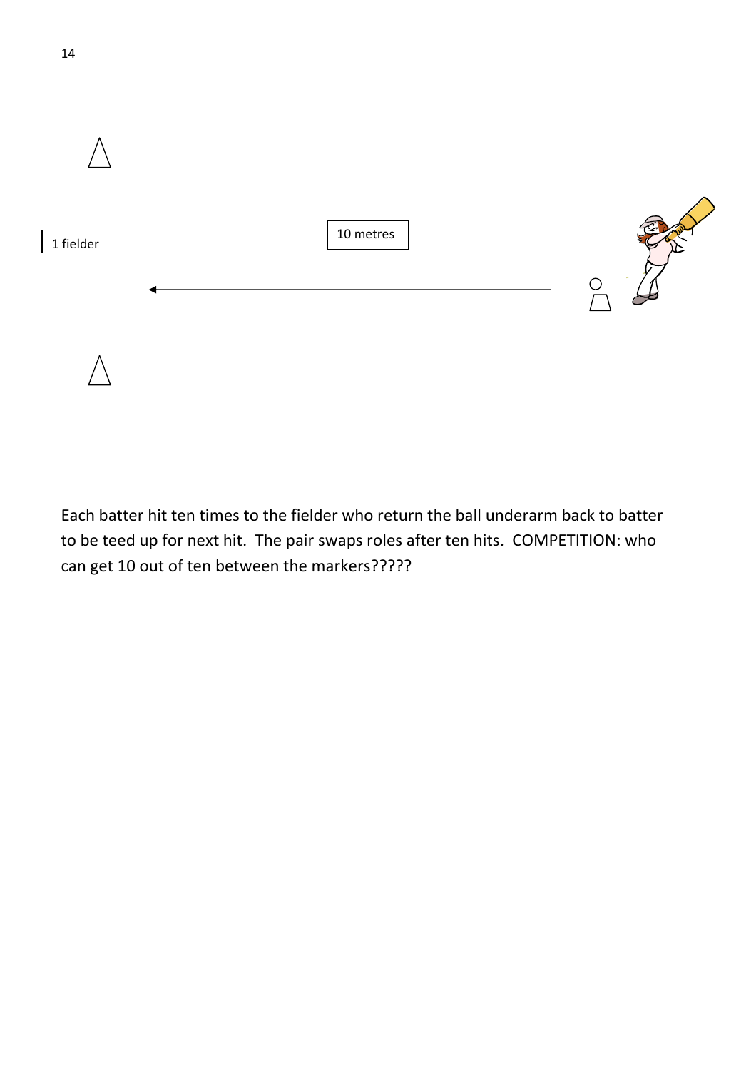1 fielder

10 metres

Each batter hit ten times to the fielder who return the ball underarm back to batter to be teed up for next hit. The pair swaps roles after ten hits. COMPETITION: who can get 10 out of ten between the markers?????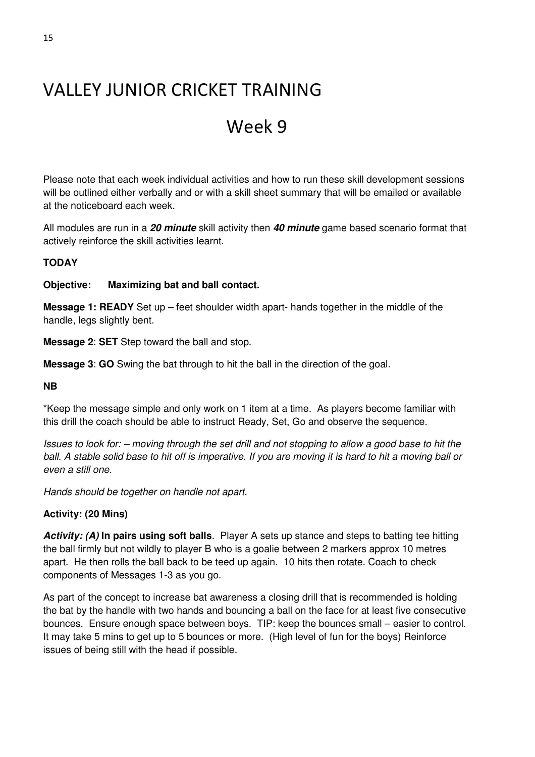# VALLEY JUNIOR CRICKET TRAINING

## Week 9

Please note that each week individual activities and how to run these skill development sessions will be outlined either verbally and or with a skill sheet summary that will be emailed or available at the noticeboard each week.

All modules are run in a ***20 minute*** skill activity then ***40 minute*** game based scenario format that actively reinforce the skill activities learnt.

**TODAY**

**Objective: Maximizing bat and ball contact.**

**Message 1: READY** Set up – feet shoulder width apart- hands together in the middle of the handle, legs slightly bent.

**Message 2**: **SET** Step toward the ball and stop.

**Message 3**: **GO** Swing the bat through to hit the ball in the direction of the goal.

**NB**

*Keep the message simple and only work on 1 item at a time. As players become familiar with this drill the coach should be able to instruct Ready, Set, Go and observe the sequence.

*Issues to look for: – moving through the set drill and not stopping to allow a good base to hit the ball. A stable solid base to hit off is imperative. If you are moving it is hard to hit a moving ball or even a still one.*

*Hands should be together on handle not apart.*

**Activity: (20 Mins)**

***Activity: (A)*** **In pairs using soft balls**. Player A sets up stance and steps to batting tee hitting the ball firmly but not wildly to player B who is a goalie between 2 markers approx 10 metres apart. He then rolls the ball back to be teed up again. 10 hits then rotate. Coach to check components of Messages 1-3 as you go.

As part of the concept to increase bat awareness a closing drill that is recommended is holding the bat by the handle with two hands and bouncing a ball on the face for at least five consecutive bounces. Ensure enough space between boys. TIP: keep the bounces small – easier to control. It may take 5 mins to get up to 5 bounces or more. (High level of fun for the boys) Reinforce issues of being still with the head if possible.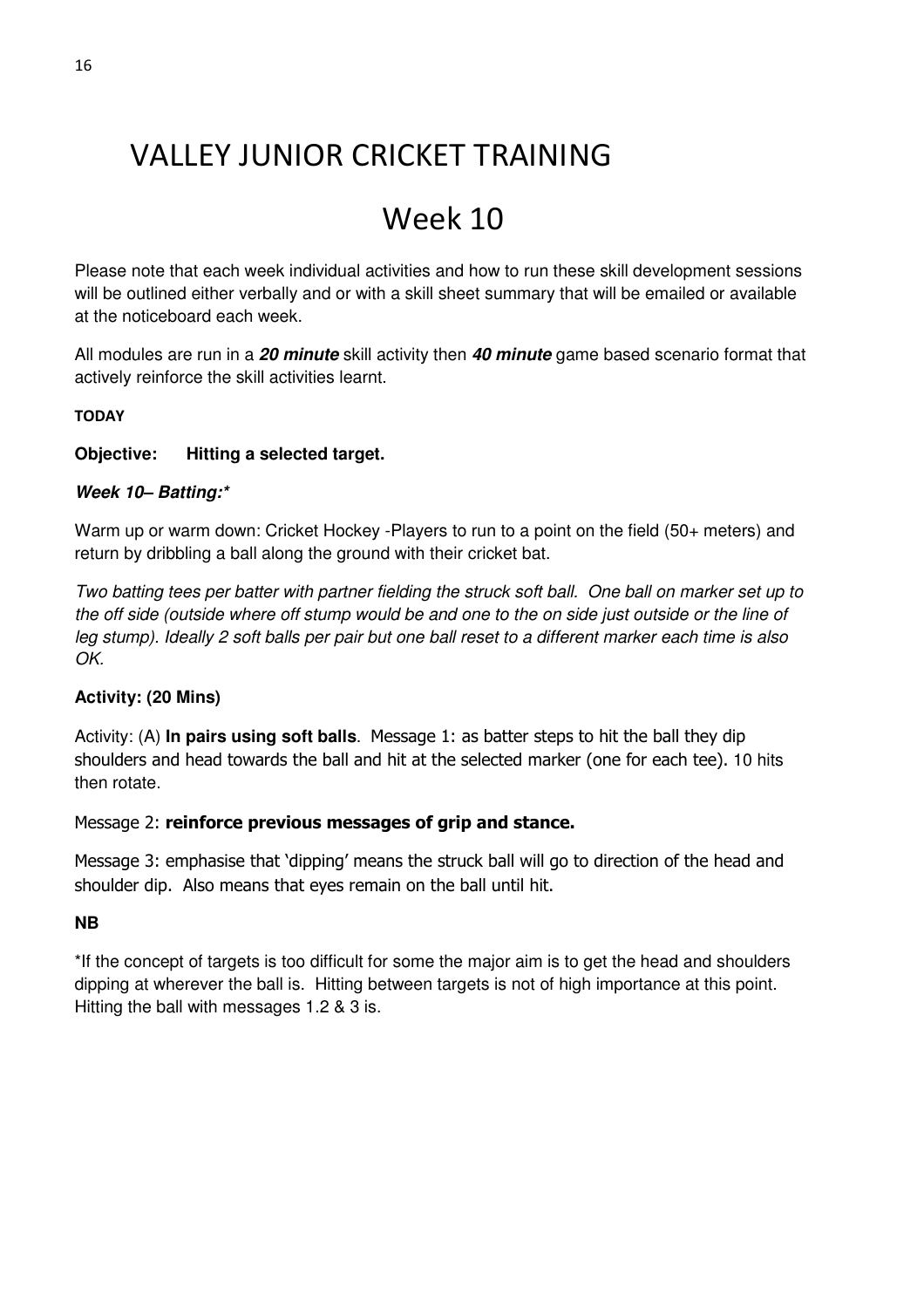# VALLEY JUNIOR CRICKET TRAINING

## Week 10

Please note that each week individual activities and how to run these skill development sessions will be outlined either verbally and or with a skill sheet summary that will be emailed or available at the noticeboard each week.

All modules are run in a ***20 minute*** skill activity then ***40 minute*** game based scenario format that actively reinforce the skill activities learnt.

**TODAY**

**Objective: Hitting a selected target.**

***Week 10– Batting:****

Warm up or warm down: Cricket Hockey -Players to run to a point on the field (50+ meters) and return by dribbling a ball along the ground with their cricket bat.

*Two batting tees per batter with partner fielding the struck soft ball. One ball on marker set up to the off side (outside where off stump would be and one to the on side just outside or the line of leg stump). Ideally 2 soft balls per pair but one ball reset to a different marker each time is also OK.*

**Activity: (20 Mins)**

Activity: (A) **In pairs using soft balls**. Message 1: as batter steps to hit the ball they dip shoulders and head towards the ball and hit at the selected marker (one for each tee). 10 hits then rotate.

Message 2: **reinforce previous messages of grip and stance.**

Message 3: emphasise that 'dipping' means the struck ball will go to direction of the head and shoulder dip. Also means that eyes remain on the ball until hit.

**NB**

*If the concept of targets is too difficult for some the major aim is to get the head and shoulders dipping at wherever the ball is. Hitting between targets is not of high importance at this point. Hitting the ball with messages 1.2 & 3 is.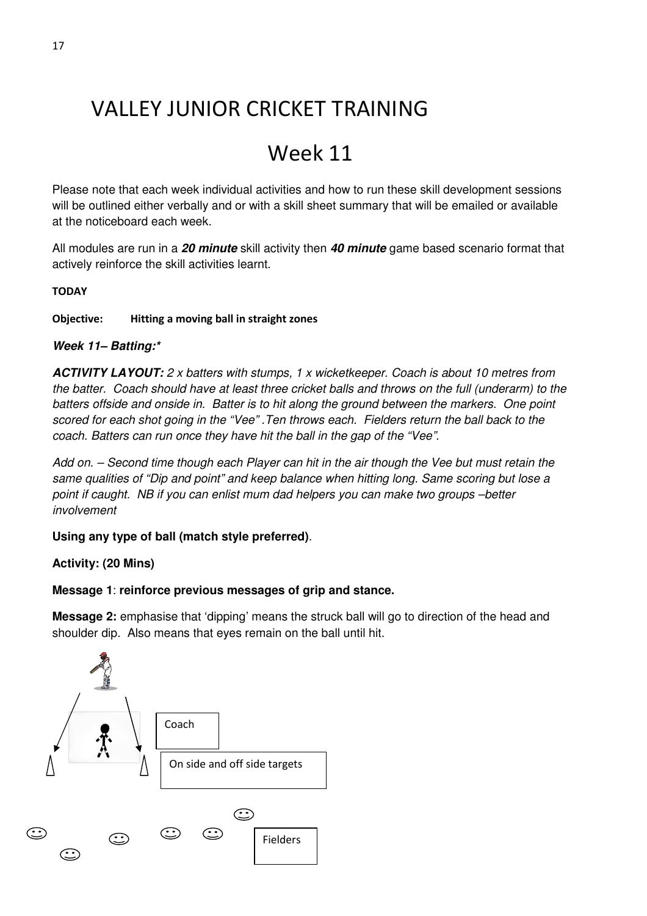# VALLEY JUNIOR CRICKET TRAINING

## Week 11

Please note that each week individual activities and how to run these skill development sessions will be outlined either verbally and or with a skill sheet summary that will be emailed or available at the noticeboard each week.

All modules are run in a ***20 minute*** skill activity then ***40 minute*** game based scenario format that actively reinforce the skill activities learnt.

**TODAY**

**Objective: Hitting a moving ball in straight zones**

***Week 11– Batting:****

***ACTIVITY LAYOUT:*** *2 x batters with stumps, 1 x wicketkeeper. Coach is about 10 metres from the batter. Coach should have at least three cricket balls and throws on the full (underarm) to the batters offside and onside in. Batter is to hit along the ground between the markers. One point scored for each shot going in the "Vee" .Ten throws each. Fielders return the ball back to the coach. Batters can run once they have hit the ball in the gap of the "Vee".*

*Add on. – Second time though each Player can hit in the air though the Vee but must retain the same qualities of "Dip and point" and keep balance when hitting long. Same scoring but lose a point if caught. NB if you can enlist mum dad helpers you can make two groups –better involvement*

**Using any type of ball (match style preferred)**.

**Activity: (20 Mins)**

**Message 1**: **reinforce previous messages of grip and stance.**

**Message 2:** emphasise that 'dipping' means the struck ball will go to direction of the head and shoulder dip. Also means that eyes remain on the ball until hit.

Coach

On side and off side targets

Fielders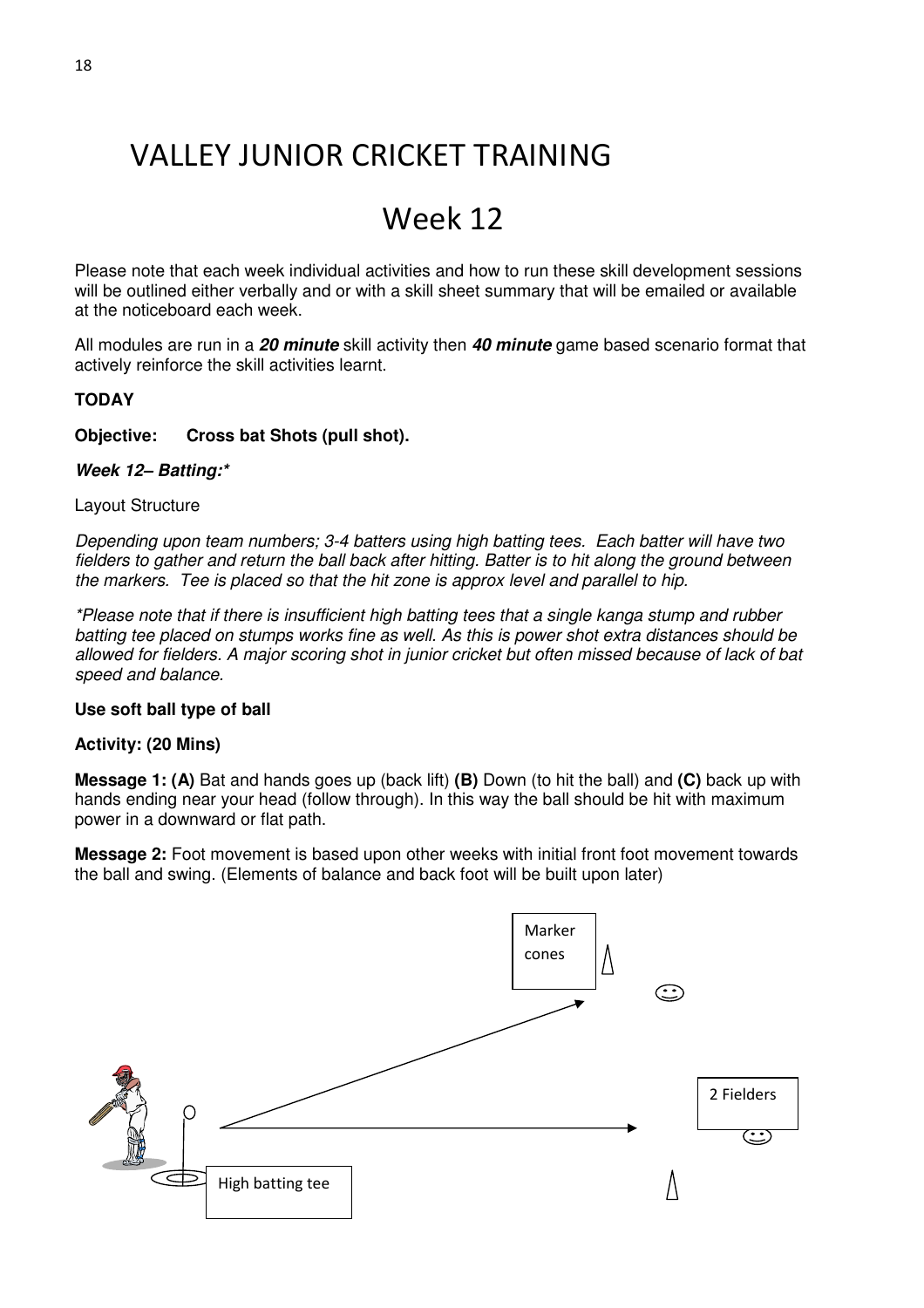# VALLEY JUNIOR CRICKET TRAINING

## Week 12

Please note that each week individual activities and how to run these skill development sessions will be outlined either verbally and or with a skill sheet summary that will be emailed or available at the noticeboard each week.

All modules are run in a ***20 minute*** skill activity then ***40 minute*** game based scenario format that actively reinforce the skill activities learnt.

**TODAY**

**Objective: Cross bat Shots (pull shot).**

***Week 12– Batting:****

Layout Structure

*Depending upon team numbers; 3-4 batters using high batting tees. Each batter will have two fielders to gather and return the ball back after hitting. Batter is to hit along the ground between the markers. Tee is placed so that the hit zone is approx level and parallel to hip.*

**Please note that if there is insufficient high batting tees that a single kanga stump and rubber batting tee placed on stumps works fine as well. As this is power shot extra distances should be allowed for fielders. A major scoring shot in junior cricket but often missed because of lack of bat speed and balance.*

**Use soft ball type of ball**

**Activity: (20 Mins)**

**Message 1: (A)** Bat and hands goes up (back lift) **(B)** Down (to hit the ball) and **(C)** back up with hands ending near your head (follow through). In this way the ball should be hit with maximum power in a downward or flat path.

**Message 2:** Foot movement is based upon other weeks with initial front foot movement towards the ball and swing. (Elements of balance and back foot will be built upon later)

Marker cones

2 Fielders

High batting tee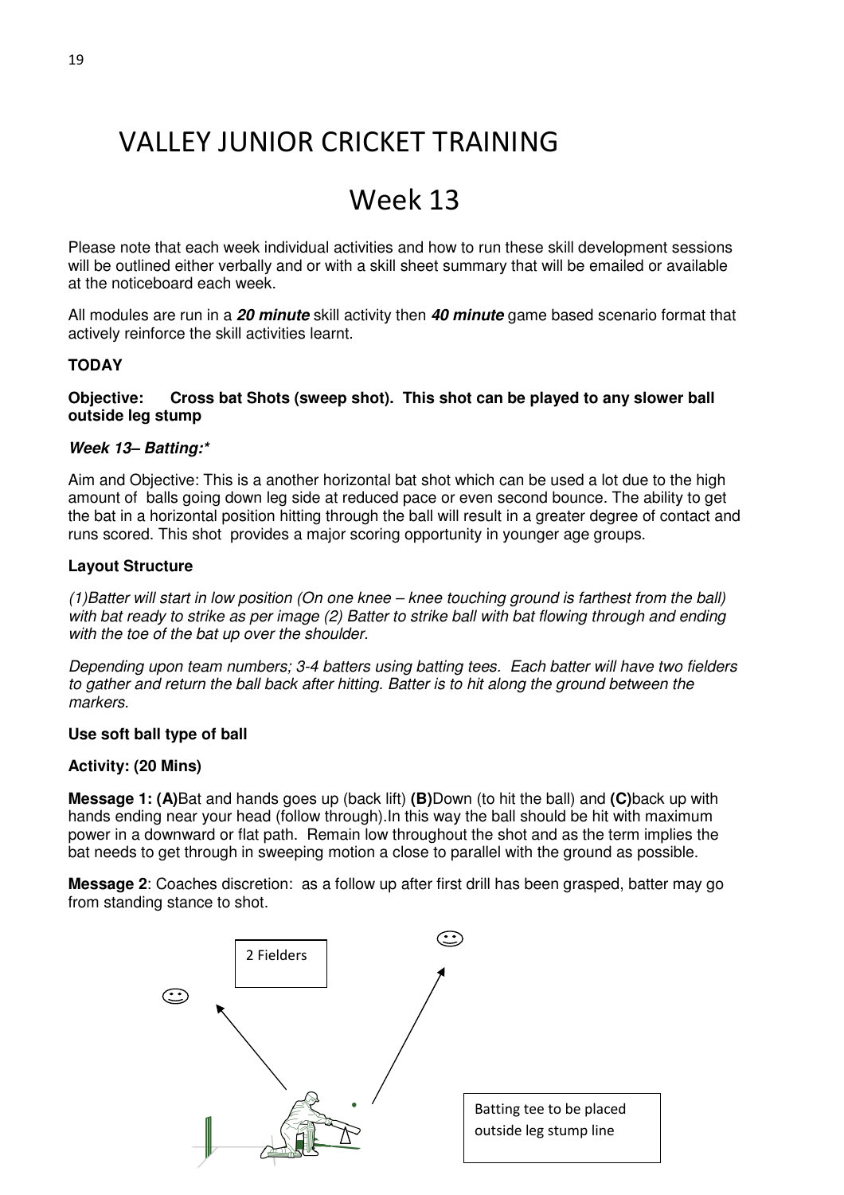# VALLEY JUNIOR CRICKET TRAINING

## Week 13

Please note that each week individual activities and how to run these skill development sessions will be outlined either verbally and or with a skill sheet summary that will be emailed or available at the noticeboard each week.

All modules are run in a ***20 minute*** skill activity then ***40 minute*** game based scenario format that actively reinforce the skill activities learnt.

**TODAY**

**Objective: Cross bat Shots (sweep shot). This shot can be played to any slower ball outside leg stump**

***Week 13– Batting:****

Aim and Objective: This is a another horizontal bat shot which can be used a lot due to the high amount of balls going down leg side at reduced pace or even second bounce. The ability to get the bat in a horizontal position hitting through the ball will result in a greater degree of contact and runs scored. This shot provides a major scoring opportunity in younger age groups.

**Layout Structure**

*(1)Batter will start in low position (On one knee – knee touching ground is farthest from the ball) with bat ready to strike as per image (2) Batter to strike ball with bat flowing through and ending with the toe of the bat up over the shoulder.*

*Depending upon team numbers; 3-4 batters using batting tees. Each batter will have two fielders to gather and return the ball back after hitting. Batter is to hit along the ground between the markers.*

**Use soft ball type of ball**

**Activity: (20 Mins)**

**Message 1: (A)**Bat and hands goes up (back lift) **(B)**Down (to hit the ball) and **(C)**back up with hands ending near your head (follow through).In this way the ball should be hit with maximum power in a downward or flat path. Remain low throughout the shot and as the term implies the bat needs to get through in sweeping motion a close to parallel with the ground as possible.

**Message 2**: Coaches discretion: as a follow up after first drill has been grasped, batter may go from standing stance to shot.

2 Fielders

Batting tee to be placed outside leg stump line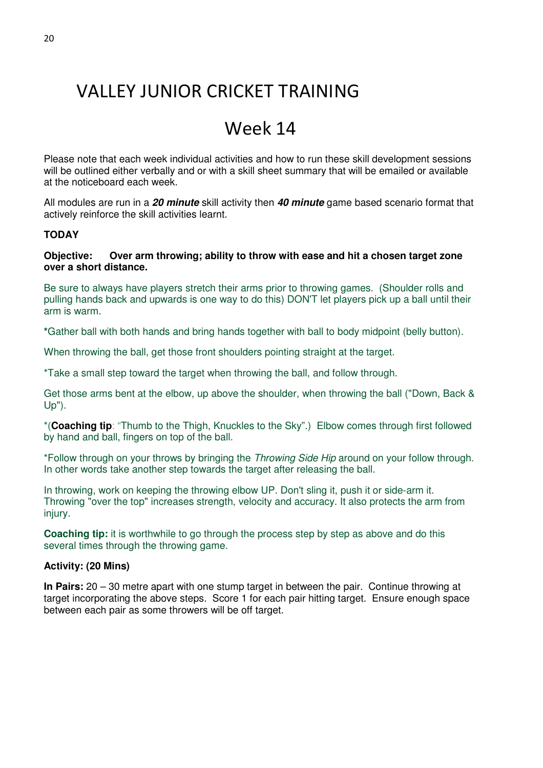# VALLEY JUNIOR CRICKET TRAINING

## Week 14

Please note that each week individual activities and how to run these skill development sessions will be outlined either verbally and or with a skill sheet summary that will be emailed or available at the noticeboard each week.

All modules are run in a ***20 minute*** skill activity then ***40 minute*** game based scenario format that actively reinforce the skill activities learnt.

**TODAY**

**Objective: Over arm throwing; ability to throw with ease and hit a chosen target zone over a short distance.**

Be sure to always have players stretch their arms prior to throwing games. (Shoulder rolls and pulling hands back and upwards is one way to do this) DON'T let players pick up a ball until their arm is warm.

**\***Gather ball with both hands and bring hands together with ball to body midpoint (belly button).

When throwing the ball, get those front shoulders pointing straight at the target.

*Take a small step toward the target when throwing the ball, and follow through.

Get those arms bent at the elbow, up above the shoulder, when throwing the ball ("Down, Back & Up").

*(**Coaching tip**: "Thumb to the Thigh, Knuckles to the Sky".) Elbow comes through first followed by hand and ball, fingers on top of the ball.

*Follow through on your throws by bringing the *Throwing Side Hip* around on your follow through. In other words take another step towards the target after releasing the ball.

In throwing, work on keeping the throwing elbow UP. Don't sling it, push it or side-arm it. Throwing "over the top" increases strength, velocity and accuracy. It also protects the arm from injury.

**Coaching tip:** it is worthwhile to go through the process step by step as above and do this several times through the throwing game.

**Activity: (20 Mins)**

**In Pairs:** 20 – 30 metre apart with one stump target in between the pair. Continue throwing at target incorporating the above steps. Score 1 for each pair hitting target. Ensure enough space between each pair as some throwers will be off target.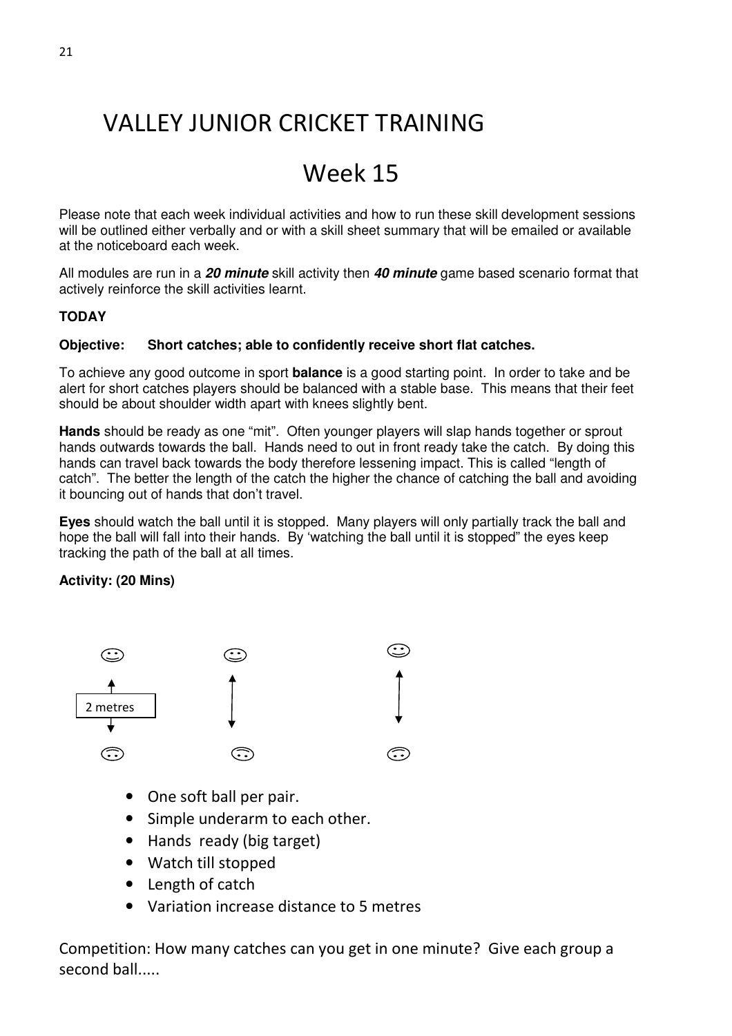# VALLEY JUNIOR CRICKET TRAINING

# Week 15

Please note that each week individual activities and how to run these skill development sessions will be outlined either verbally and or with a skill sheet summary that will be emailed or available at the noticeboard each week.

All modules are run in a ***20 minute*** skill activity then ***40 minute*** game based scenario format that actively reinforce the skill activities learnt.

**TODAY**

**Objective: Short catches; able to confidently receive short flat catches.**

To achieve any good outcome in sport **balance** is a good starting point. In order to take and be alert for short catches players should be balanced with a stable base. This means that their feet should be about shoulder width apart with knees slightly bent.

**Hands** should be ready as one "mit". Often younger players will slap hands together or sprout hands outwards towards the ball. Hands need to out in front ready take the catch. By doing this hands can travel back towards the body therefore lessening impact. This is called "length of catch". The better the length of the catch the higher the chance of catching the ball and avoiding it bouncing out of hands that don't travel.

**Eyes** should watch the ball until it is stopped. Many players will only partially track the ball and hope the ball will fall into their hands. By 'watching the ball until it is stopped" the eyes keep tracking the path of the ball at all times.

**Activity: (20 Mins)**

2 metres

- One soft ball per pair.
- Simple underarm to each other.
- Hands ready (big target)
- Watch till stopped
- Length of catch
- Variation increase distance to 5 metres

Competition: How many catches can you get in one minute? Give each group a second ball.....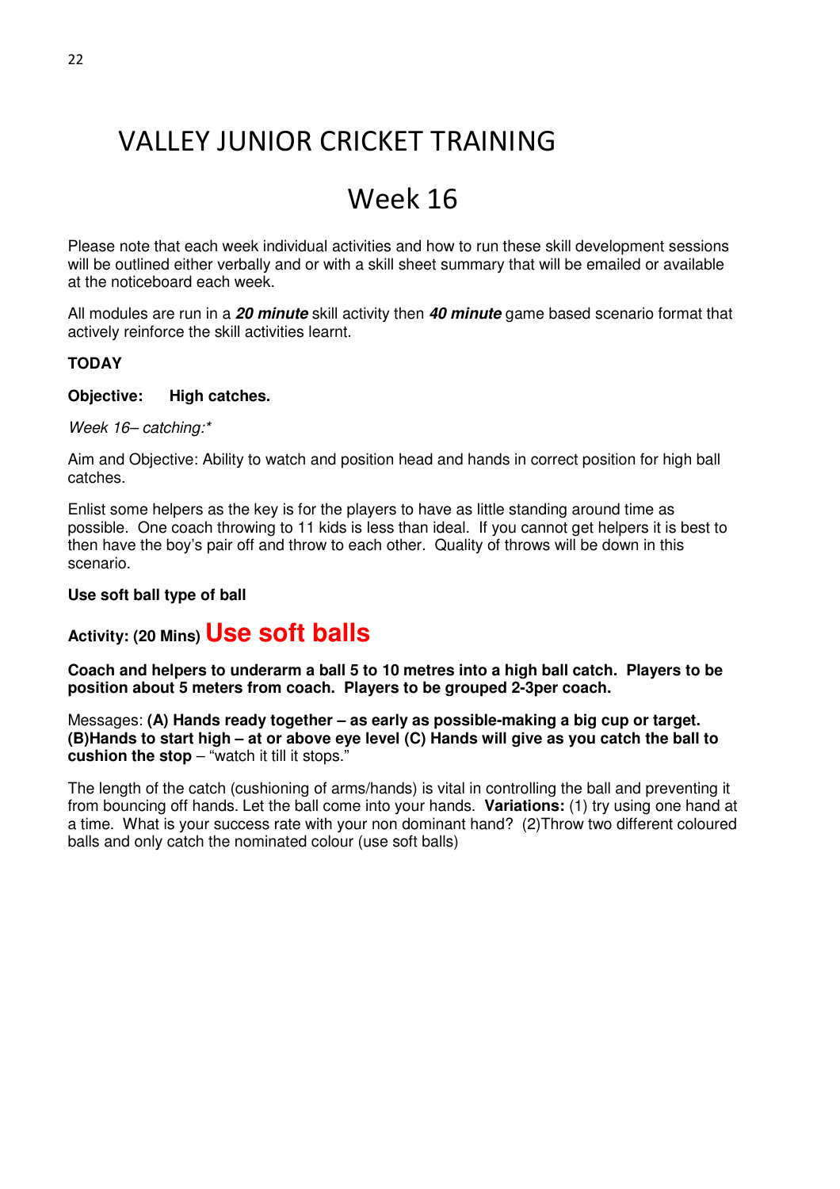# VALLEY JUNIOR CRICKET TRAINING

## Week 16

Please note that each week individual activities and how to run these skill development sessions will be outlined either verbally and or with a skill sheet summary that will be emailed or available at the noticeboard each week.

All modules are run in a ***20 minute*** skill activity then ***40 minute*** game based scenario format that actively reinforce the skill activities learnt.

**TODAY**

**Objective: High catches.**

*Week 16– catching:**

Aim and Objective: Ability to watch and position head and hands in correct position for high ball catches.

Enlist some helpers as the key is for the players to have as little standing around time as possible. One coach throwing to 11 kids is less than ideal. If you cannot get helpers it is best to then have the boy's pair off and throw to each other. Quality of throws will be down in this scenario.

**Use soft ball type of ball**

**Activity: (20 Mins) Use soft balls**

**Coach and helpers to underarm a ball 5 to 10 metres into a high ball catch. Players to be position about 5 meters from coach. Players to be grouped 2-3per coach.**

Messages: **(A) Hands ready together – as early as possible-making a big cup or target. (B)Hands to start high – at or above eye level (C) Hands will give as you catch the ball to cushion the stop** – "watch it till it stops."

The length of the catch (cushioning of arms/hands) is vital in controlling the ball and preventing it from bouncing off hands. Let the ball come into your hands. **Variations:** (1) try using one hand at a time. What is your success rate with your non dominant hand? (2)Throw two different coloured balls and only catch the nominated colour (use soft balls)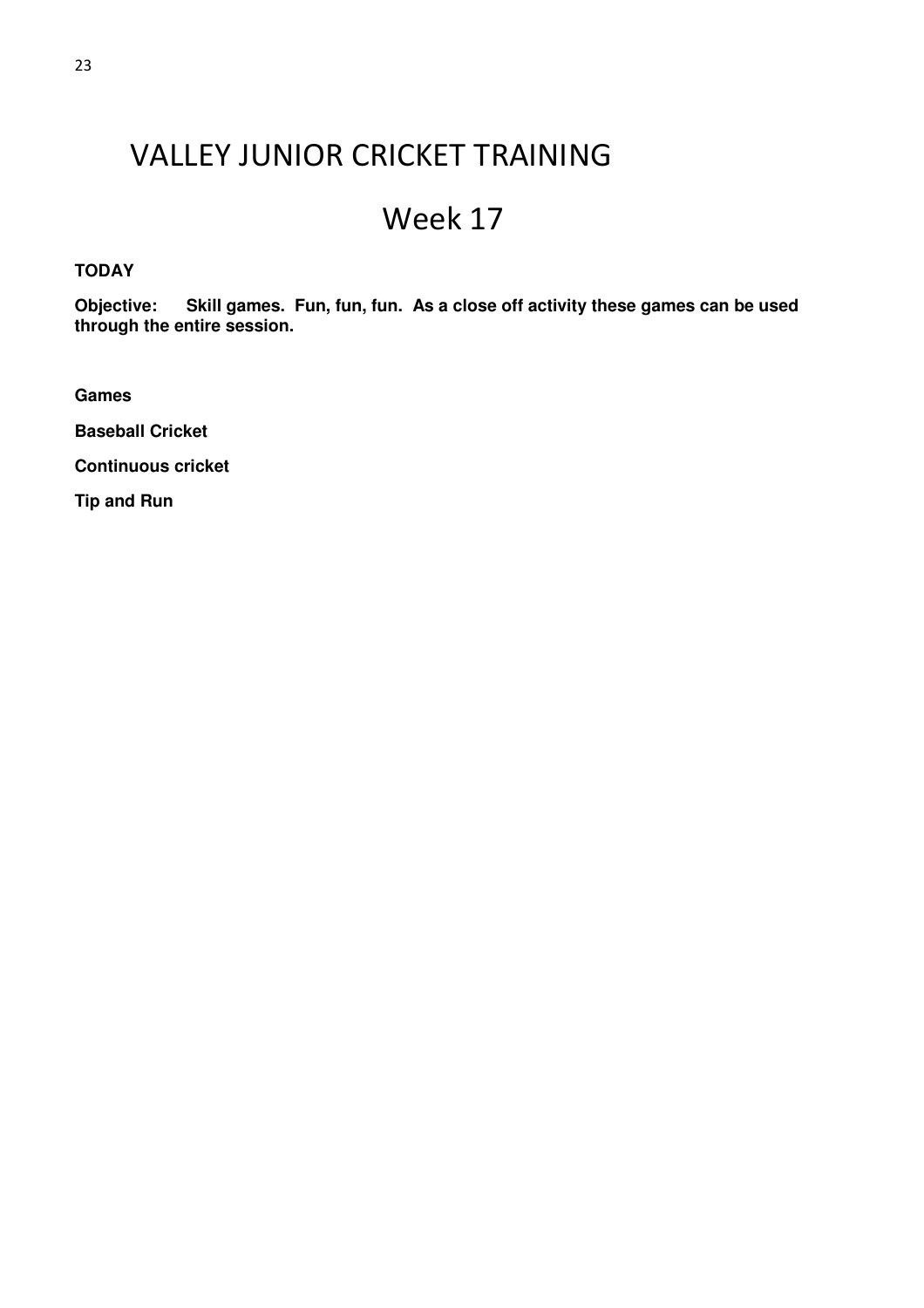# VALLEY JUNIOR CRICKET TRAINING

## Week 17

**TODAY**

**Objective: Skill games. Fun, fun, fun. As a close off activity these games can be used through the entire session.**

**Games**

**Baseball Cricket**

**Continuous cricket**

**Tip and Run**